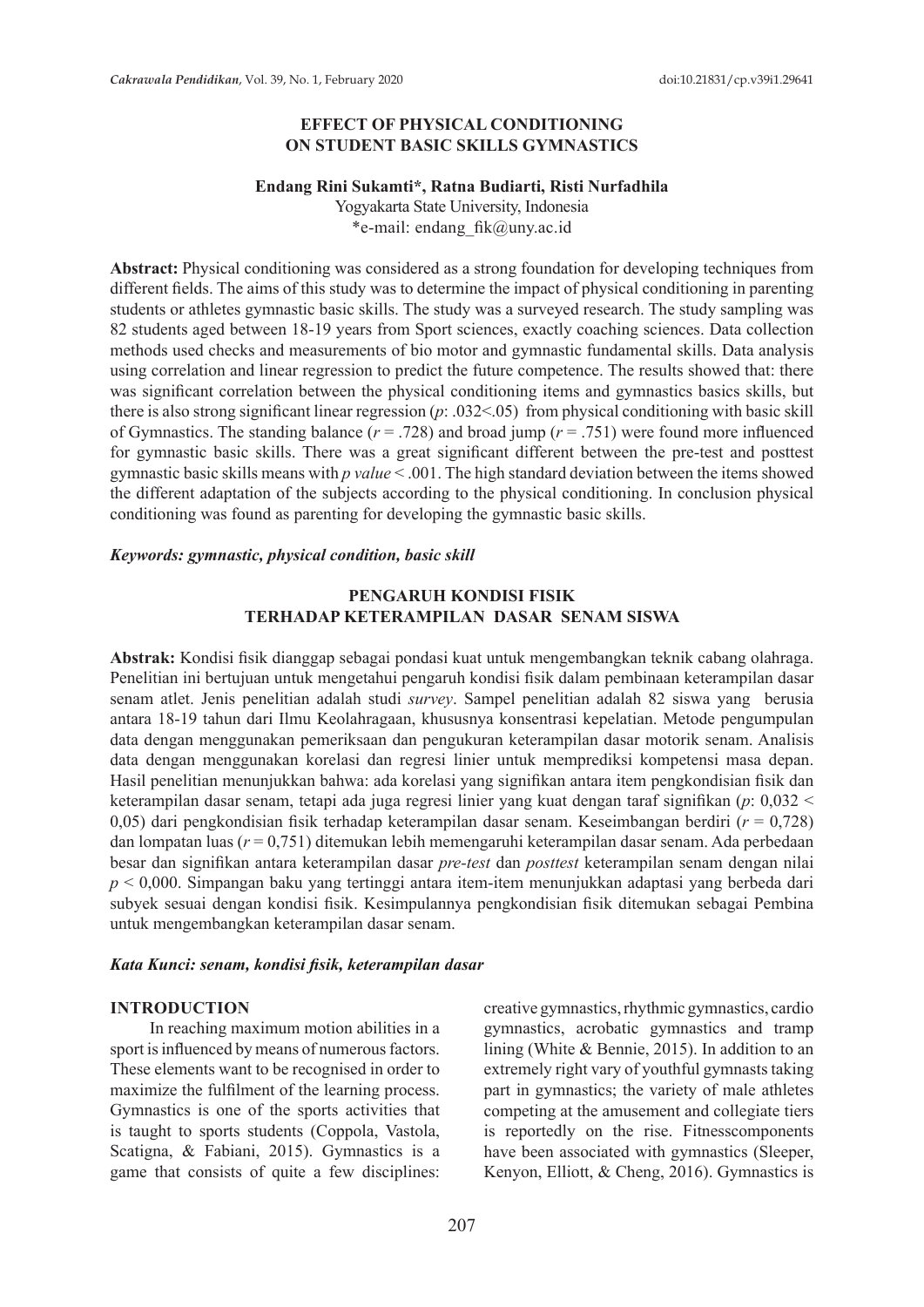# EFFECT OF PHYSICAL CONDITIONING ON STUDENT BASIC SKILLS GYMNASTICS

**Endang Rini Sukamti*, Ratna Budiarti, Risti Nurfadhila**

Yogyakarta State University, Indonesia

*e-mail: endang_fik@uny.ac.id

**Abstract:** Physical conditioning was considered as a strong foundation for developing techniques from different fields. The aims of this study was to determine the impact of physical conditioning in parenting students or athletes gymnastic basic skills. The study was a surveyed research. The study sampling was 82 students aged between 18-19 years from Sport sciences, exactly coaching sciences. Data collection methods used checks and measurements of bio motor and gymnastic fundamental skills. Data analysis using correlation and linear regression to predict the future competence. The results showed that: there was significant correlation between the physical conditioning items and gymnastics basics skills, but there is also strong significant linear regression ($p$: .032<.05) from physical conditioning with basic skill of Gymnastics. The standing balance ($r$ = .728) and broad jump ($r$ = .751) were found more influenced for gymnastic basic skills. There was a great significant different between the pre-test and posttest gymnastic basic skills means with $p$ *value* < .001. The high standard deviation between the items showed the different adaptation of the subjects according to the physical conditioning. In conclusion physical conditioning was found as parenting for developing the gymnastic basic skills.

***Keywords: gymnastic, physical condition, basic skill***

## PENGARUH KONDISI FISIK TERHADAP KETERAMPILAN DASAR SENAM SISWA

**Abstrak:** Kondisi fisik dianggap sebagai pondasi kuat untuk mengembangkan teknik cabang olahraga. Penelitian ini bertujuan untuk mengetahui pengaruh kondisi fisik dalam pembinaan keterampilan dasar senam atlet. Jenis penelitian adalah studi *survey*. Sampel penelitian adalah 82 siswa yang berusia antara 18-19 tahun dari Ilmu Keolahragaan, khususnya konsentrasi kepelatian. Metode pengumpulan data dengan menggunakan pemeriksaan dan pengukuran keterampilan dasar motorik senam. Analisis data dengan menggunakan korelasi dan regresi linier untuk memprediksi kompetensi masa depan. Hasil penelitian menunjukkan bahwa: ada korelasi yang signifikan antara item pengkondisian fisik dan keterampilan dasar senam, tetapi ada juga regresi linier yang kuat dengan taraf signifikan ($p$: 0,032 < 0,05) dari pengkondisian fisik terhadap keterampilan dasar senam. Keseimbangan berdiri ($r$ = 0,728) dan lompatan luas ($r$ = 0,751) ditemukan lebih memengaruhi keterampilan dasar senam. Ada perbedaan besar dan signifikan antara keterampilan dasar *pre-test* dan *posttest* keterampilan senam dengan nilai $p$ < 0,000. Simpangan baku yang tertinggi antara item-item menunjukkan adaptasi yang berbeda dari subyek sesuai dengan kondisi fisik. Kesimpulannya pengkondisian fisik ditemukan sebagai Pembina untuk mengembangkan keterampilan dasar senam.

***Kata Kunci: senam, kondisi fisik, keterampilan dasar***

## INTRODUCTION

In reaching maximum motion abilities in a sport is influenced by means of numerous factors. These elements want to be recognised in order to maximize the fulfilment of the learning process. Gymnastics is one of the sports activities that is taught to sports students (Coppola, Vastola, Scatigna, & Fabiani, 2015). Gymnastics is a game that consists of quite a few disciplines: creative gymnastics, rhythmic gymnastics, cardio gymnastics, acrobatic gymnastics and tramp lining (White & Bennie, 2015). In addition to an extremely right vary of youthful gymnasts taking part in gymnastics; the variety of male athletes competing at the amusement and collegiate tiers is reportedly on the rise. Fitnesscomponents have been associated with gymnastics (Sleeper, Kenyon, Elliott, & Cheng, 2016). Gymnastics is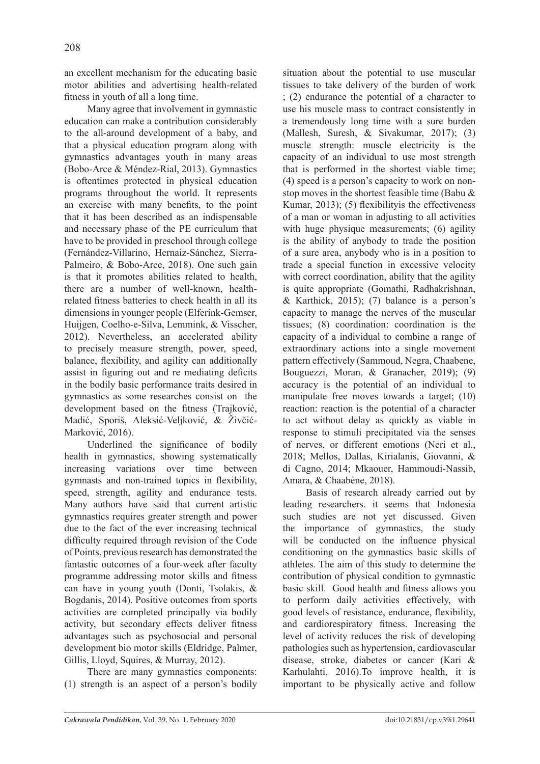an excellent mechanism for the educating basic motor abilities and advertising health-related fitness in youth of all a long time.

Many agree that involvement in gymnastic education can make a contribution considerably to the all-around development of a baby, and that a physical education program along with gymnastics advantages youth in many areas (Bobo-Arce & Méndez-Rial, 2013). Gymnastics is oftentimes protected in physical education programs throughout the world. It represents an exercise with many benefits, to the point that it has been described as an indispensable and necessary phase of the PE curriculum that have to be provided in preschool through college (Fernández-Villarino, Hernaiz-Sánchez, Sierra-Palmeiro, & Bobo-Arce, 2018). One such gain is that it promotes abilities related to health, there are a number of well-known, health-related fitness batteries to check health in all its dimensions in younger people (Elferink-Gemser, Huijgen, Coelho-e-Silva, Lemmink, & Visscher, 2012). Nevertheless, an accelerated ability to precisely measure strength, power, speed, balance, flexibility, and agility can additionally assist in figuring out and re mediating deficits in the bodily basic performance traits desired in gymnastics as some researches consist on the development based on the fitness (Trajković, Madić, Sporiš, Aleksić-Veljković, & Živčić-Marković, 2016).

Underlined the significance of bodily health in gymnastics, showing systematically increasing variations over time between gymnasts and non-trained topics in flexibility, speed, strength, agility and endurance tests. Many authors have said that current artistic gymnastics requires greater strength and power due to the fact of the ever increasing technical difficulty required through revision of the Code of Points, previous research has demonstrated the fantastic outcomes of a four-week after faculty programme addressing motor skills and fitness can have in young youth (Donti, Tsolakis, & Bogdanis, 2014). Positive outcomes from sports activities are completed principally via bodily activity, but secondary effects deliver fitness advantages such as psychosocial and personal development bio motor skills (Eldridge, Palmer, Gillis, Lloyd, Squires, & Murray, 2012).

There are many gymnastics components: (1) strength is an aspect of a person's bodily situation about the potential to use muscular tissues to take delivery of the burden of work ; (2) endurance the potential of a character to use his muscle mass to contract consistently in a tremendously long time with a sure burden (Mallesh, Suresh, & Sivakumar, 2017); (3) muscle strength: muscle electricity is the capacity of an individual to use most strength that is performed in the shortest viable time; (4) speed is a person's capacity to work on non-stop moves in the shortest feasible time (Babu & Kumar, 2013); (5) flexibilityis the effectiveness of a man or woman in adjusting to all activities with huge physique measurements; (6) agility is the ability of anybody to trade the position of a sure area, anybody who is in a position to trade a special function in excessive velocity with correct coordination, ability that the agility is quite appropriate (Gomathi, Radhakrishnan, & Karthick, 2015); (7) balance is a person's capacity to manage the nerves of the muscular tissues; (8) coordination: coordination is the capacity of a individual to combine a range of extraordinary actions into a single movement pattern effectively (Sammoud, Negra, Chaabene, Bouguezzi, Moran, & Granacher, 2019); (9) accuracy is the potential of an individual to manipulate free moves towards a target; (10) reaction: reaction is the potential of a character to act without delay as quickly as viable in response to stimuli precipitated via the senses of nerves, or different emotions (Neri et al., 2018; Mellos, Dallas, Kirialanis, Giovanni, & di Cagno, 2014; Mkaouer, Hammoudi-Nassib, Amara, & Chaabène, 2018).

Basis of research already carried out by leading researchers. it seems that Indonesia such studies are not yet discussed. Given the importance of gymnastics, the study will be conducted on the influence physical conditioning on the gymnastics basic skills of athletes. The aim of this study to determine the contribution of physical condition to gymnastic basic skill. Good health and fitness allows you to perform daily activities effectively, with good levels of resistance, endurance, flexibility, and cardiorespiratory fitness. Increasing the level of activity reduces the risk of developing pathologies such as hypertension, cardiovascular disease, stroke, diabetes or cancer (Kari & Karhulahti, 2016).To improve health, it is important to be physically active and follow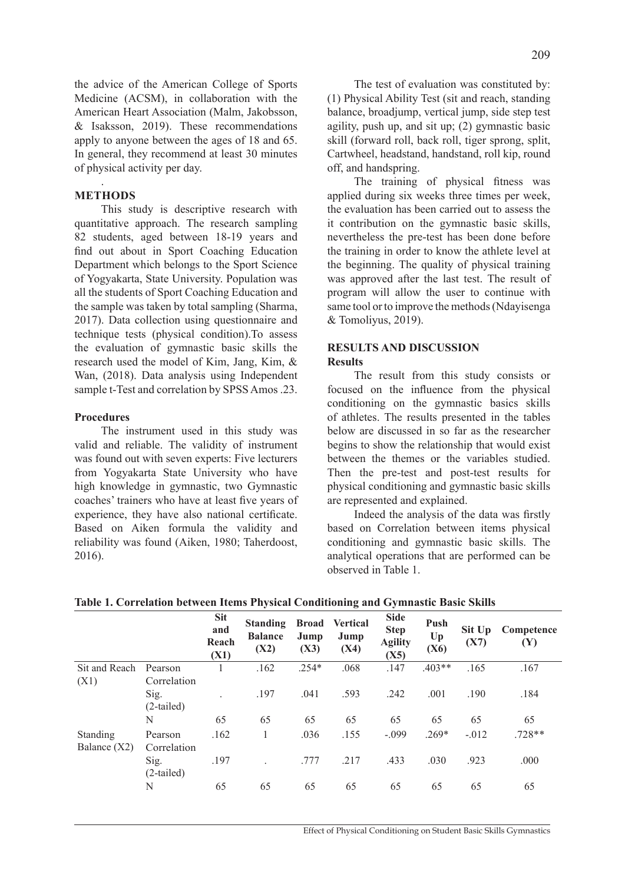the advice of the American College of Sports Medicine (ACSM), in collaboration with the American Heart Association (Malm, Jakobsson, & Isaksson, 2019). These recommendations apply to anyone between the ages of 18 and 65. In general, they recommend at least 30 minutes of physical activity per day.

.

## METHODS

This study is descriptive research with quantitative approach. The research sampling 82 students, aged between 18-19 years and find out about in Sport Coaching Education Department which belongs to the Sport Science of Yogyakarta, State University. Population was all the students of Sport Coaching Education and the sample was taken by total sampling (Sharma, 2017). Data collection using questionnaire and technique tests (physical condition).To assess the evaluation of gymnastic basic skills the research used the model of Kim, Jang, Kim, & Wan, (2018). Data analysis using Independent sample t-Test and correlation by SPSS Amos .23.

### Procedures

The instrument used in this study was valid and reliable. The validity of instrument was found out with seven experts: Five lecturers from Yogyakarta State University who have high knowledge in gymnastic, two Gymnastic coaches' trainers who have at least five years of experience, they have also national certificate. Based on Aiken formula the validity and reliability was found (Aiken, 1980; Taherdoost, 2016).

The test of evaluation was constituted by: (1) Physical Ability Test (sit and reach, standing balance, broadjump, vertical jump, side step test agility, push up, and sit up; (2) gymnastic basic skill (forward roll, back roll, tiger sprong, split, Cartwheel, headstand, handstand, roll kip, round off, and handspring.

The training of physical fitness was applied during six weeks three times per week, the evaluation has been carried out to assess the it contribution on the gymnastic basic skills, nevertheless the pre-test has been done before the training in order to know the athlete level at the beginning. The quality of physical training was approved after the last test. The result of program will allow the user to continue with same tool or to improve the methods (Ndayisenga & Tomoliyus, 2019).

## RESULTS AND DISCUSSION

### Results

The result from this study consists or focused on the influence from the physical conditioning on the gymnastic basics skills of athletes. The results presented in the tables below are discussed in so far as the researcher begins to show the relationship that would exist between the themes or the variables studied. Then the pre-test and post-test results for physical conditioning and gymnastic basic skills are represented and explained.

Indeed the analysis of the data was firstly based on Correlation between items physical conditioning and gymnastic basic skills. The analytical operations that are performed can be observed in Table 1.

**Table 1. Correlation between Items Physical Conditioning and Gymnastic Basic Skills**

| | | Sit and Reach (X1) | Standing Balance (X2) | Broad Jump (X3) | Vertical Jump (X4) | Side Step Agility (X5) | Push Up (X6) | Sit Up (X7) | Competence (Y) |
|---|---|---|---|---|---|---|---|---|---|
| Sit and Reach (X1) | Pearson Correlation | 1 | .162 | .254* | .068 | .147 | .403** | .165 | .167 |
| | Sig. (2-tailed) | . | .197 | .041 | .593 | .242 | .001 | .190 | .184 |
| | N | 65 | 65 | 65 | 65 | 65 | 65 | 65 | 65 |
| Standing Balance (X2) | Pearson Correlation | .162 | 1 | .036 | .155 | -.099 | .269* | -.012 | .728** |
| | Sig. (2-tailed) | .197 | . | .777 | .217 | .433 | .030 | .923 | .000 |
| | N | 65 | 65 | 65 | 65 | 65 | 65 | 65 | 65 |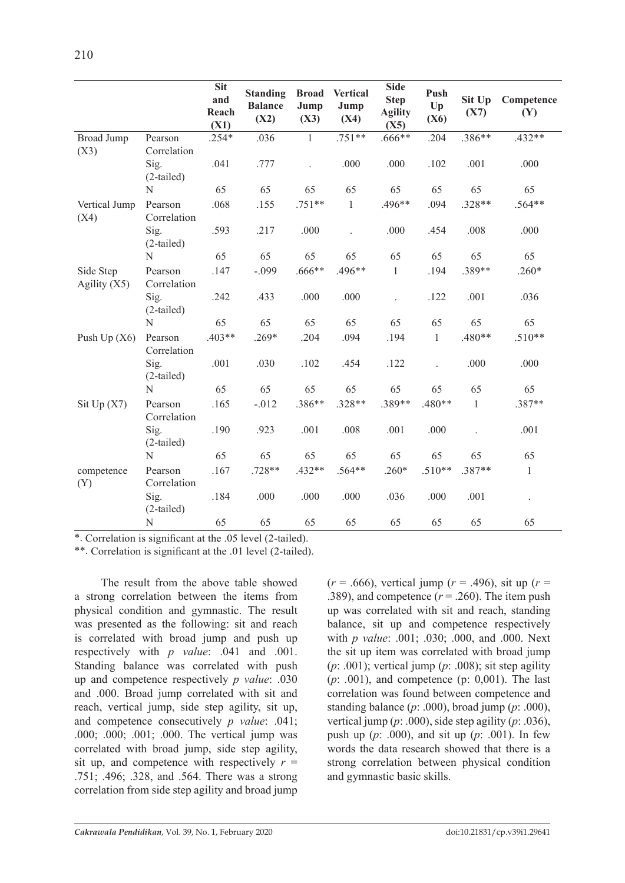| | | Sit and Reach (X1) | Standing Balance (X2) | Broad Jump (X3) | Vertical Jump (X4) | Side Step Agility (X5) | Push Up (X6) | Sit Up (X7) | Competence (Y) |
|---|---|---|---|---|---|---|---|---|---|
| Broad Jump (X3) | Pearson Correlation | .254* | .036 | 1 | .751** | .666** | .204 | .386** | .432** |
| | Sig. (2-tailed) | .041 | .777 | . | .000 | .000 | .102 | .001 | .000 |
| | N | 65 | 65 | 65 | 65 | 65 | 65 | 65 | 65 |
| Vertical Jump (X4) | Pearson Correlation | .068 | .155 | .751** | 1 | .496** | .094 | .328** | .564** |
| | Sig. (2-tailed) | .593 | .217 | .000 | . | .000 | .454 | .008 | .000 |
| | N | 65 | 65 | 65 | 65 | 65 | 65 | 65 | 65 |
| Side Step Agility (X5) | Pearson Correlation | .147 | -.099 | .666** | .496** | 1 | .194 | .389** | .260* |
| | Sig. (2-tailed) | .242 | .433 | .000 | .000 | . | .122 | .001 | .036 |
| | N | 65 | 65 | 65 | 65 | 65 | 65 | 65 | 65 |
| Push Up (X6) | Pearson Correlation | .403** | .269* | .204 | .094 | .194 | 1 | .480** | .510** |
| | Sig. (2-tailed) | .001 | .030 | .102 | .454 | .122 | . | .000 | .000 |
| | N | 65 | 65 | 65 | 65 | 65 | 65 | 65 | 65 |
| Sit Up (X7) | Pearson Correlation | .165 | -.012 | .386** | .328** | .389** | .480** | 1 | .387** |
| | Sig. (2-tailed) | .190 | .923 | .001 | .008 | .001 | .000 | . | .001 |
| | N | 65 | 65 | 65 | 65 | 65 | 65 | 65 | 65 |
| competence (Y) | Pearson Correlation | .167 | .728** | .432** | .564** | .260* | .510** | .387** | 1 |
| | Sig. (2-tailed) | .184 | .000 | .000 | .000 | .036 | .000 | .001 | . |
| | N | 65 | 65 | 65 | 65 | 65 | 65 | 65 | 65 |

*. Correlation is significant at the .05 level (2-tailed).

**. Correlation is significant at the .01 level (2-tailed).

The result from the above table showed a strong correlation between the items from physical condition and gymnastic. The result was presented as the following: sit and reach is correlated with broad jump and push up respectively with *p value*: .041 and .001. Standing balance was correlated with push up and competence respectively *p value*: .030 and .000. Broad jump correlated with sit and reach, vertical jump, side step agility, sit up, and competence consecutively *p value*: .041; .000; .000; .001; .000. The vertical jump was correlated with broad jump, side step agility, sit up, and competence with respectively $r$ = .751; .496; .328, and .564. There was a strong correlation from side step agility and broad jump ($r$ = .666), vertical jump ($r$ = .496), sit up ($r$ = .389), and competence ($r$ = .260). The item push up was correlated with sit and reach, standing balance, sit up and competence respectively with *p value*: .001; .030; .000, and .000. Next the sit up item was correlated with broad jump (*p*: .001); vertical jump (*p*: .008); sit step agility (*p*: .001), and competence (p: 0,001). The last correlation was found between competence and standing balance (*p*: .000), broad jump (*p*: .000), vertical jump (*p*: .000), side step agility (*p*: .036), push up (*p*: .000), and sit up (*p*: .001). In few words the data research showed that there is a strong correlation between physical condition and gymnastic basic skills.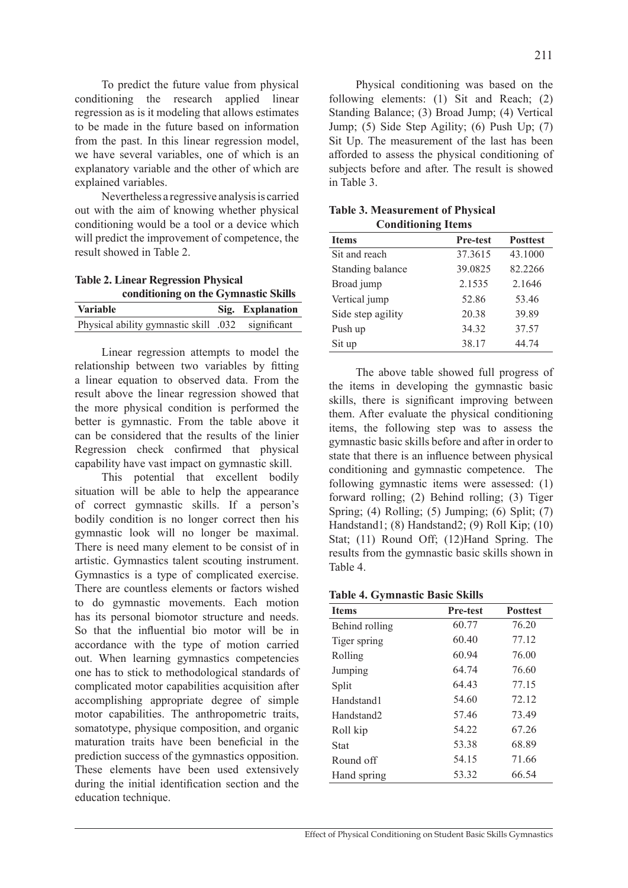To predict the future value from physical conditioning the research applied linear regression as is it modeling that allows estimates to be made in the future based on information from the past. In this linear regression model, we have several variables, one of which is an explanatory variable and the other of which are explained variables.

Nevertheless a regressive analysis is carried out with the aim of knowing whether physical conditioning would be a tool or a device which will predict the improvement of competence, the result showed in Table 2.

**Table 2. Linear Regression Physical conditioning on the Gymnastic Skills**

| Variable | Sig. | Explanation |
|---|---|---|
| Physical ability gymnastic skill | .032 | significant |

Linear regression attempts to model the relationship between two variables by fitting a linear equation to observed data. From the result above the linear regression showed that the more physical condition is performed the better is gymnastic. From the table above it can be considered that the results of the linier Regression check confirmed that physical capability have vast impact on gymnastic skill.

This potential that excellent bodily situation will be able to help the appearance of correct gymnastic skills. If a person's bodily condition is no longer correct then his gymnastic look will no longer be maximal. There is need many element to be consist of in artistic. Gymnastics talent scouting instrument. Gymnastics is a type of complicated exercise. There are countless elements or factors wished to do gymnastic movements. Each motion has its personal biomotor structure and needs. So that the influential bio motor will be in accordance with the type of motion carried out. When learning gymnastics competencies one has to stick to methodological standards of complicated motor capabilities acquisition after accomplishing appropriate degree of simple motor capabilities. The anthropometric traits, somatotype, physique composition, and organic maturation traits have been beneficial in the prediction success of the gymnastics opposition. These elements have been used extensively during the initial identification section and the education technique.

Physical conditioning was based on the following elements: (1) Sit and Reach; (2) Standing Balance; (3) Broad Jump; (4) Vertical Jump; (5) Side Step Agility; (6) Push Up; (7) Sit Up. The measurement of the last has been afforded to assess the physical conditioning of subjects before and after. The result is showed in Table 3.

**Table 3. Measurement of Physical Conditioning Items**

| Items | Pre-test | Posttest |
|---|---|---|
| Sit and reach | 37.3615 | 43.1000 |
| Standing balance | 39.0825 | 82.2266 |
| Broad jump | 2.1535 | 2.1646 |
| Vertical jump | 52.86 | 53.46 |
| Side step agility | 20.38 | 39.89 |
| Push up | 34.32 | 37.57 |
| Sit up | 38.17 | 44.74 |

The above table showed full progress of the items in developing the gymnastic basic skills, there is significant improving between them. After evaluate the physical conditioning items, the following step was to assess the gymnastic basic skills before and after in order to state that there is an influence between physical conditioning and gymnastic competence. The following gymnastic items were assessed: (1) forward rolling; (2) Behind rolling; (3) Tiger Spring; (4) Rolling; (5) Jumping; (6) Split; (7) Handstand1; (8) Handstand2; (9) Roll Kip; (10) Stat; (11) Round Off; (12)Hand Spring. The results from the gymnastic basic skills shown in Table 4.

**Table 4. Gymnastic Basic Skills**

| Items | Pre-test | Posttest |
|---|---|---|
| Behind rolling | 60.77 | 76.20 |
| Tiger spring | 60.40 | 77.12 |
| Rolling | 60.94 | 76.00 |
| Jumping | 64.74 | 76.60 |
| Split | 64.43 | 77.15 |
| Handstand1 | 54.60 | 72.12 |
| Handstand2 | 57.46 | 73.49 |
| Roll kip | 54.22 | 67.26 |
| Stat | 53.38 | 68.89 |
| Round off | 54.15 | 71.66 |
| Hand spring | 53.32 | 66.54 |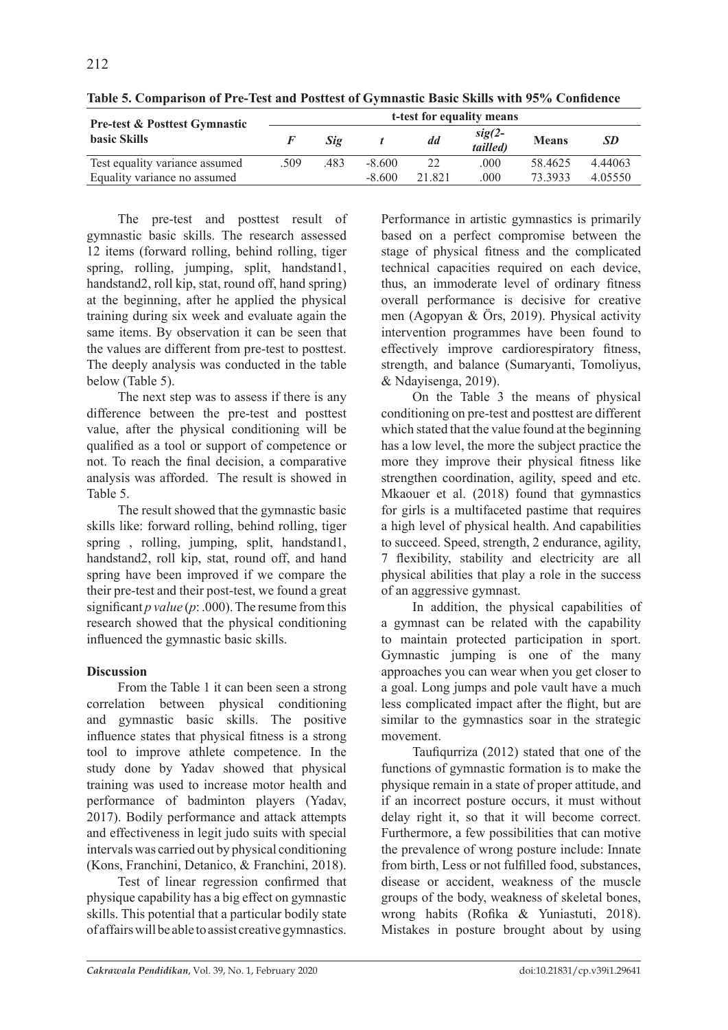**Table 5. Comparison of Pre-Test and Posttest of Gymnastic Basic Skills with 95% Confidence**

| Pre-test & Posttest Gymnastic basic Skills | t-test for equality means | | | | | | |
|---|---|---|---|---|---|---|---|
| | *F* | *Sig* | *t* | *dd* | *sig(2-tailled)* | **Means** | *SD* |
| Test equality variance assumed | .509 | .483 | -8.600 | 22 | .000 | 58.4625 | 4.44063 |
| Equality variance no assumed | | | -8.600 | 21.821 | .000 | 73.3933 | 4.05550 |

The pre-test and posttest result of gymnastic basic skills. The research assessed 12 items (forward rolling, behind rolling, tiger spring, rolling, jumping, split, handstand1, handstand2, roll kip, stat, round off, hand spring) at the beginning, after he applied the physical training during six week and evaluate again the same items. By observation it can be seen that the values are different from pre-test to posttest. The deeply analysis was conducted in the table below (Table 5).

The next step was to assess if there is any difference between the pre-test and posttest value, after the physical conditioning will be qualified as a tool or support of competence or not. To reach the final decision, a comparative analysis was afforded. The result is showed in Table 5.

The result showed that the gymnastic basic skills like: forward rolling, behind rolling, tiger spring , rolling, jumping, split, handstand1, handstand2, roll kip, stat, round off, and hand spring have been improved if we compare the their pre-test and their post-test, we found a great significant *p value* (*p*: .000). The resume from this research showed that the physical conditioning influenced the gymnastic basic skills.

## Discussion

From the Table 1 it can been seen a strong correlation between physical conditioning and gymnastic basic skills. The positive influence states that physical fitness is a strong tool to improve athlete competence. In the study done by Yadav showed that physical training was used to increase motor health and performance of badminton players (Yadav, 2017). Bodily performance and attack attempts and effectiveness in legit judo suits with special intervals was carried out by physical conditioning (Kons, Franchini, Detanico, & Franchini, 2018).

Test of linear regression confirmed that physique capability has a big effect on gymnastic skills. This potential that a particular bodily state of affairs will be able to assist creative gymnastics. Performance in artistic gymnastics is primarily based on a perfect compromise between the stage of physical fitness and the complicated technical capacities required on each device, thus, an immoderate level of ordinary fitness overall performance is decisive for creative men (Agopyan & Örs, 2019). Physical activity intervention programmes have been found to effectively improve cardiorespiratory fitness, strength, and balance (Sumaryanti, Tomoliyus, & Ndayisenga, 2019).

On the Table 3 the means of physical conditioning on pre-test and posttest are different which stated that the value found at the beginning has a low level, the more the subject practice the more they improve their physical fitness like strengthen coordination, agility, speed and etc. Mkaouer et al. (2018) found that gymnastics for girls is a multifaceted pastime that requires a high level of physical health. And capabilities to succeed. Speed, strength, 2 endurance, agility, 7 flexibility, stability and electricity are all physical abilities that play a role in the success of an aggressive gymnast.

In addition, the physical capabilities of a gymnast can be related with the capability to maintain protected participation in sport. Gymnastic jumping is one of the many approaches you can wear when you get closer to a goal. Long jumps and pole vault have a much less complicated impact after the flight, but are similar to the gymnastics soar in the strategic movement.

Taufiqurriza (2012) stated that one of the functions of gymnastic formation is to make the physique remain in a state of proper attitude, and if an incorrect posture occurs, it must without delay right it, so that it will become correct. Furthermore, a few possibilities that can motive the prevalence of wrong posture include: Innate from birth, Less or not fulfilled food, substances, disease or accident, weakness of the muscle groups of the body, weakness of skeletal bones, wrong habits (Rofika & Yuniastuti, 2018). Mistakes in posture brought about by using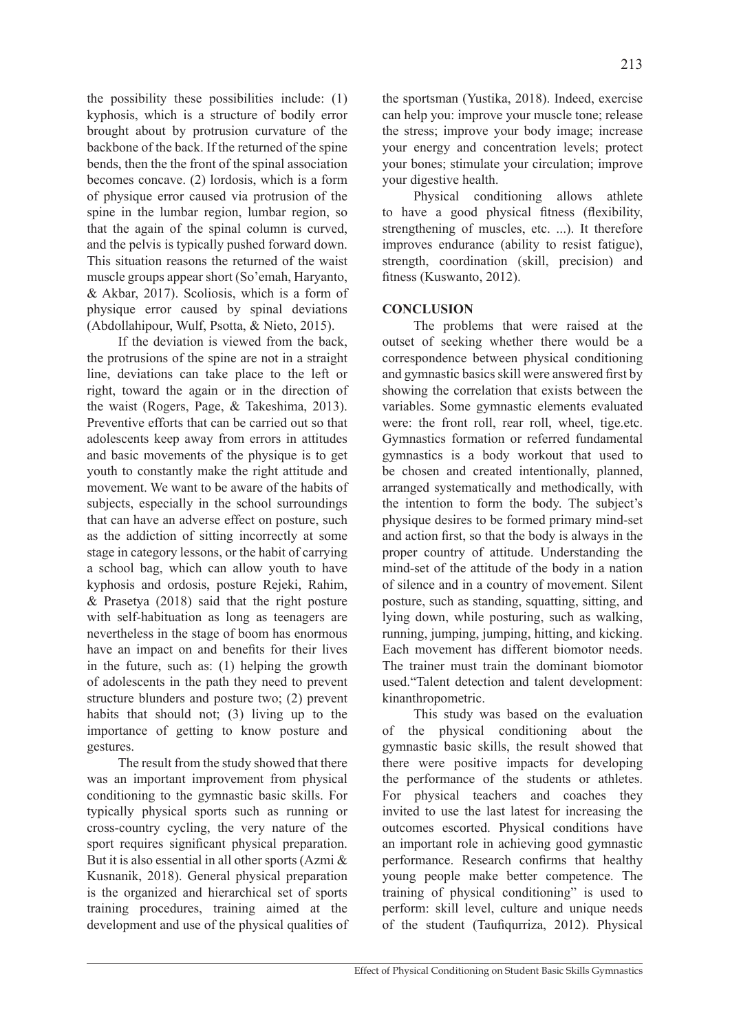the possibility these possibilities include: (1) kyphosis, which is a structure of bodily error brought about by protrusion curvature of the backbone of the back. If the returned of the spine bends, then the the front of the spinal association becomes concave. (2) lordosis, which is a form of physique error caused via protrusion of the spine in the lumbar region, lumbar region, so that the again of the spinal column is curved, and the pelvis is typically pushed forward down. This situation reasons the returned of the waist muscle groups appear short (So'emah, Haryanto, & Akbar, 2017). Scoliosis, which is a form of physique error caused by spinal deviations (Abdollahipour, Wulf, Psotta, & Nieto, 2015).

If the deviation is viewed from the back, the protrusions of the spine are not in a straight line, deviations can take place to the left or right, toward the again or in the direction of the waist (Rogers, Page, & Takeshima, 2013). Preventive efforts that can be carried out so that adolescents keep away from errors in attitudes and basic movements of the physique is to get youth to constantly make the right attitude and movement. We want to be aware of the habits of subjects, especially in the school surroundings that can have an adverse effect on posture, such as the addiction of sitting incorrectly at some stage in category lessons, or the habit of carrying a school bag, which can allow youth to have kyphosis and ordosis, posture Rejeki, Rahim, & Prasetya (2018) said that the right posture with self-habituation as long as teenagers are nevertheless in the stage of boom has enormous have an impact on and benefits for their lives in the future, such as: (1) helping the growth of adolescents in the path they need to prevent structure blunders and posture two; (2) prevent habits that should not; (3) living up to the importance of getting to know posture and gestures.

The result from the study showed that there was an important improvement from physical conditioning to the gymnastic basic skills. For typically physical sports such as running or cross-country cycling, the very nature of the sport requires significant physical preparation. But it is also essential in all other sports (Azmi & Kusnanik, 2018). General physical preparation is the organized and hierarchical set of sports training procedures, training aimed at the development and use of the physical qualities of the sportsman (Yustika, 2018). Indeed, exercise can help you: improve your muscle tone; release the stress; improve your body image; increase your energy and concentration levels; protect your bones; stimulate your circulation; improve your digestive health.

Physical conditioning allows athlete to have a good physical fitness (flexibility, strengthening of muscles, etc. ...). It therefore improves endurance (ability to resist fatigue), strength, coordination (skill, precision) and fitness (Kuswanto, 2012).

## CONCLUSION

The problems that were raised at the outset of seeking whether there would be a correspondence between physical conditioning and gymnastic basics skill were answered first by showing the correlation that exists between the variables. Some gymnastic elements evaluated were: the front roll, rear roll, wheel, tige.etc. Gymnastics formation or referred fundamental gymnastics is a body workout that used to be chosen and created intentionally, planned, arranged systematically and methodically, with the intention to form the body. The subject's physique desires to be formed primary mind-set and action first, so that the body is always in the proper country of attitude. Understanding the mind-set of the attitude of the body in a nation of silence and in a country of movement. Silent posture, such as standing, squatting, sitting, and lying down, while posturing, such as walking, running, jumping, jumping, hitting, and kicking. Each movement has different biomotor needs. The trainer must train the dominant biomotor used."Talent detection and talent development: kinanthropometric.

This study was based on the evaluation of the physical conditioning about the gymnastic basic skills, the result showed that there were positive impacts for developing the performance of the students or athletes. For physical teachers and coaches they invited to use the last latest for increasing the outcomes escorted. Physical conditions have an important role in achieving good gymnastic performance. Research confirms that healthy young people make better competence. The training of physical conditioning" is used to perform: skill level, culture and unique needs of the student (Taufiqurriza, 2012). Physical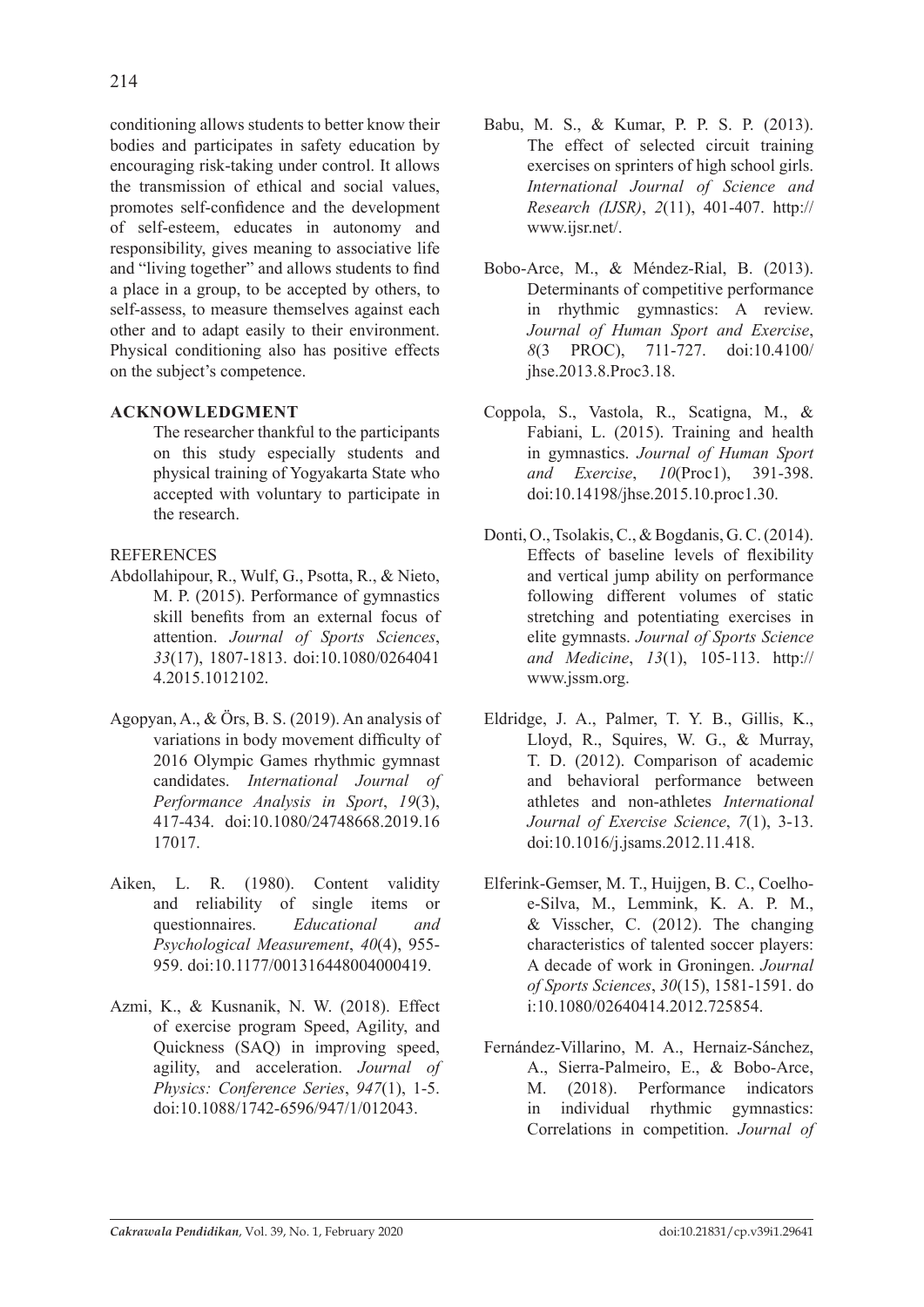conditioning allows students to better know their bodies and participates in safety education by encouraging risk-taking under control. It allows the transmission of ethical and social values, promotes self-confidence and the development of self-esteem, educates in autonomy and responsibility, gives meaning to associative life and "living together" and allows students to find a place in a group, to be accepted by others, to self-assess, to measure themselves against each other and to adapt easily to their environment. Physical conditioning also has positive effects on the subject's competence.

## ACKNOWLEDGMENT

The researcher thankful to the participants on this study especially students and physical training of Yogyakarta State who accepted with voluntary to participate in the research.

## REFERENCES

Abdollahipour, R., Wulf, G., Psotta, R., & Nieto, M. P. (2015). Performance of gymnastics skill benefits from an external focus of attention. *Journal of Sports Sciences*, *33*(17), 1807-1813. doi:10.1080/02640414.2015.1012102.

Agopyan, A., & Örs, B. S. (2019). An analysis of variations in body movement difficulty of 2016 Olympic Games rhythmic gymnast candidates. *International Journal of Performance Analysis in Sport*, *19*(3), 417-434. doi:10.1080/24748668.2019.1617017.

Aiken, L. R. (1980). Content validity and reliability of single items or questionnaires. *Educational and Psychological Measurement*, *40*(4), 955-959. doi:10.1177/001316448004000419.

Azmi, K., & Kusnanik, N. W. (2018). Effect of exercise program Speed, Agility, and Quickness (SAQ) in improving speed, agility, and acceleration. *Journal of Physics: Conference Series*, *947*(1), 1-5. doi:10.1088/1742-6596/947/1/012043.

Babu, M. S., & Kumar, P. P. S. P. (2013). The effect of selected circuit training exercises on sprinters of high school girls. *International Journal of Science and Research (IJSR)*, *2*(11), 401-407. http://www.ijsr.net/.

Bobo-Arce, M., & Méndez-Rial, B. (2013). Determinants of competitive performance in rhythmic gymnastics: A review. *Journal of Human Sport and Exercise*, *8*(3 PROC), 711-727. doi:10.4100/jhse.2013.8.Proc3.18.

Coppola, S., Vastola, R., Scatigna, M., & Fabiani, L. (2015). Training and health in gymnastics. *Journal of Human Sport and Exercise*, *10*(Proc1), 391-398. doi:10.14198/jhse.2015.10.proc1.30.

Donti, O., Tsolakis, C., & Bogdanis, G. C. (2014). Effects of baseline levels of flexibility and vertical jump ability on performance following different volumes of static stretching and potentiating exercises in elite gymnasts. *Journal of Sports Science and Medicine*, *13*(1), 105-113. http://www.jssm.org.

Eldridge, J. A., Palmer, T. Y. B., Gillis, K., Lloyd, R., Squires, W. G., & Murray, T. D. (2012). Comparison of academic and behavioral performance between athletes and non-athletes *International Journal of Exercise Science*, *7*(1), 3-13. doi:10.1016/j.jsams.2012.11.418.

Elferink-Gemser, M. T., Huijgen, B. C., Coelho-e-Silva, M., Lemmink, K. A. P. M., & Visscher, C. (2012). The changing characteristics of talented soccer players: A decade of work in Groningen. *Journal of Sports Sciences*, *30*(15), 1581-1591. doi:10.1080/02640414.2012.725854.

Fernández-Villarino, M. A., Hernaiz-Sánchez, A., Sierra-Palmeiro, E., & Bobo-Arce, M. (2018). Performance indicators in individual rhythmic gymnastics: Correlations in competition. *Journal of*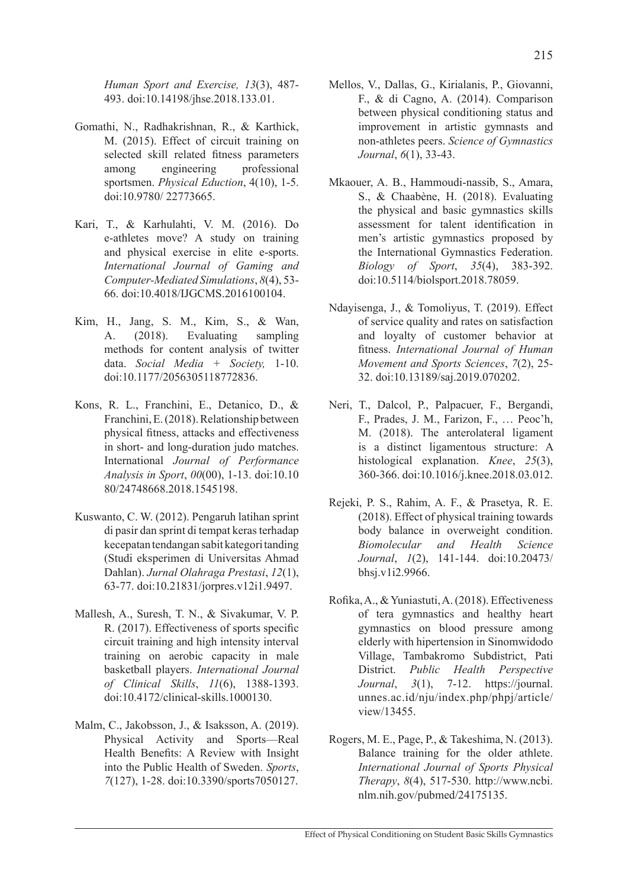*Human Sport and Exercise, 13*(3), 487-493. doi:10.14198/jhse.2018.133.01.

Gomathi, N., Radhakrishnan, R., & Karthick, M. (2015). Effect of circuit training on selected skill related fitness parameters among engineering professional sportsmen. *Physical Eduction*, 4(10), 1-5. doi:10.9780/ 22773665.

Kari, T., & Karhulahti, V. M. (2016). Do e-athletes move? A study on training and physical exercise in elite e-sports. *International Journal of Gaming and Computer-Mediated Simulations*, *8*(4), 53-66. doi:10.4018/IJGCMS.2016100104.

Kim, H., Jang, S. M., Kim, S., & Wan, A. (2018). Evaluating sampling methods for content analysis of twitter data. *Social Media + Society,* 1-10. doi:10.1177/2056305118772836.

Kons, R. L., Franchini, E., Detanico, D., & Franchini, E. (2018). Relationship between physical fitness, attacks and effectiveness in short- and long-duration judo matches. International *Journal of Performance Analysis in Sport*, *00*(00), 1-13. doi:10.10 80/24748668.2018.1545198.

Kuswanto, C. W. (2012). Pengaruh latihan sprint di pasir dan sprint di tempat keras terhadap kecepatan tendangan sabit kategori tanding (Studi eksperimen di Universitas Ahmad Dahlan). *Jurnal Olahraga Prestasi*, *12*(1), 63-77. doi:10.21831/jorpres.v12i1.9497.

Mallesh, A., Suresh, T. N., & Sivakumar, V. P. R. (2017). Effectiveness of sports specific circuit training and high intensity interval training on aerobic capacity in male basketball players. *International Journal of Clinical Skills*, *11*(6), 1388-1393. doi:10.4172/clinical-skills.1000130.

Malm, C., Jakobsson, J., & Isaksson, A. (2019). Physical Activity and Sports—Real Health Benefits: A Review with Insight into the Public Health of Sweden. *Sports*, *7*(127), 1-28. doi:10.3390/sports7050127.

Mellos, V., Dallas, G., Kirialanis, P., Giovanni, F., & di Cagno, A. (2014). Comparison between physical conditioning status and improvement in artistic gymnasts and non-athletes peers. *Science of Gymnastics Journal*, *6*(1), 33-43.

Mkaouer, A. B., Hammoudi-nassib, S., Amara, S., & Chaabène, H. (2018). Evaluating the physical and basic gymnastics skills assessment for talent identification in men's artistic gymnastics proposed by the International Gymnastics Federation. *Biology of Sport*, *35*(4), 383-392. doi:10.5114/biolsport.2018.78059.

Ndayisenga, J., & Tomoliyus, T. (2019). Effect of service quality and rates on satisfaction and loyalty of customer behavior at fitness. *International Journal of Human Movement and Sports Sciences*, *7*(2), 25-32. doi:10.13189/saj.2019.070202.

Neri, T., Dalcol, P., Palpacuer, F., Bergandi, F., Prades, J. M., Farizon, F., … Peoc'h, M. (2018). The anterolateral ligament is a distinct ligamentous structure: A histological explanation. *Knee*, *25*(3), 360-366. doi:10.1016/j.knee.2018.03.012.

Rejeki, P. S., Rahim, A. F., & Prasetya, R. E. (2018). Effect of physical training towards body balance in overweight condition. *Biomolecular and Health Science Journal*, *1*(2), 141-144. doi:10.20473/bhsj.v1i2.9966.

Rofika, A., & Yuniastuti, A. (2018). Effectiveness of tera gymnastics and healthy heart gymnastics on blood pressure among elderly with hipertension in Sinomwidodo Village, Tambakromo Subdistrict, Pati District. *Public Health Perspective Journal*, *3*(1), 7-12. https://journal.unnes.ac.id/nju/index.php/phpj/article/view/13455.

Rogers, M. E., Page, P., & Takeshima, N. (2013). Balance training for the older athlete. *International Journal of Sports Physical Therapy*, *8*(4), 517-530. http://www.ncbi.nlm.nih.gov/pubmed/24175135.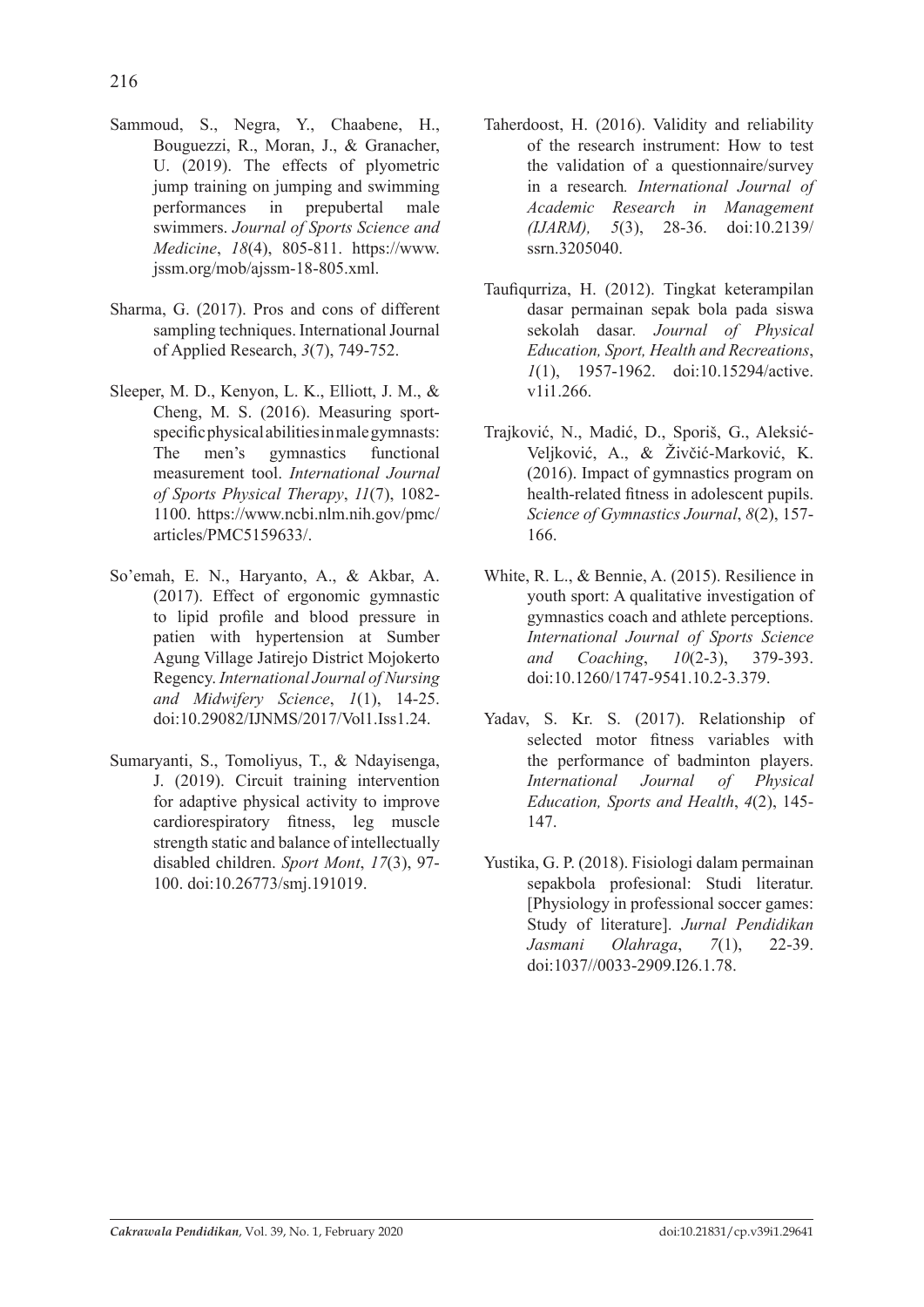Sammoud, S., Negra, Y., Chaabene, H., Bouguezzi, R., Moran, J., & Granacher, U. (2019). The effects of plyometric jump training on jumping and swimming performances in prepubertal male swimmers. *Journal of Sports Science and Medicine*, *18*(4), 805-811. https://www.jssm.org/mob/ajssm-18-805.xml.

Sharma, G. (2017). Pros and cons of different sampling techniques. International Journal of Applied Research, *3*(7), 749-752.

Sleeper, M. D., Kenyon, L. K., Elliott, J. M., & Cheng, M. S. (2016). Measuring sport-specific physical abilities in male gymnasts: The men's gymnastics functional measurement tool. *International Journal of Sports Physical Therapy*, *11*(7), 1082-1100. https://www.ncbi.nlm.nih.gov/pmc/articles/PMC5159633/.

So'emah, E. N., Haryanto, A., & Akbar, A. (2017). Effect of ergonomic gymnastic to lipid profile and blood pressure in patien with hypertension at Sumber Agung Village Jatirejo District Mojokerto Regency. *International Journal of Nursing and Midwifery Science*, *1*(1), 14-25. doi:10.29082/IJNMS/2017/Vol1.Iss1.24.

Sumaryanti, S., Tomoliyus, T., & Ndayisenga, J. (2019). Circuit training intervention for adaptive physical activity to improve cardiorespiratory fitness, leg muscle strength static and balance of intellectually disabled children. *Sport Mont*, *17*(3), 97-100. doi:10.26773/smj.191019.

Taherdoost, H. (2016). Validity and reliability of the research instrument: How to test the validation of a questionnaire/survey in a research. *International Journal of Academic Research in Management (IJARM),* *5*(3), 28-36. doi:10.2139/ssrn.3205040.

Taufiqurriza, H. (2012). Tingkat keterampilan dasar permainan sepak bola pada siswa sekolah dasar. *Journal of Physical Education, Sport, Health and Recreations*, *1*(1), 1957-1962. doi:10.15294/active.v1i1.266.

Trajković, N., Madić, D., Sporiš, G., Aleksić-Veljković, A., & Živčić-Marković, K. (2016). Impact of gymnastics program on health-related fitness in adolescent pupils. *Science of Gymnastics Journal*, *8*(2), 157-166.

White, R. L., & Bennie, A. (2015). Resilience in youth sport: A qualitative investigation of gymnastics coach and athlete perceptions. *International Journal of Sports Science and Coaching*, *10*(2-3), 379-393. doi:10.1260/1747-9541.10.2-3.379.

Yadav, S. Kr. S. (2017). Relationship of selected motor fitness variables with the performance of badminton players. *International Journal of Physical Education, Sports and Health*, *4*(2), 145-147.

Yustika, G. P. (2018). Fisiologi dalam permainan sepakbola profesional: Studi literatur. [Physiology in professional soccer games: Study of literature]. *Jurnal Pendidikan Jasmani Olahraga*, *7*(1), 22-39. doi:1037//0033-2909.I26.1.78.